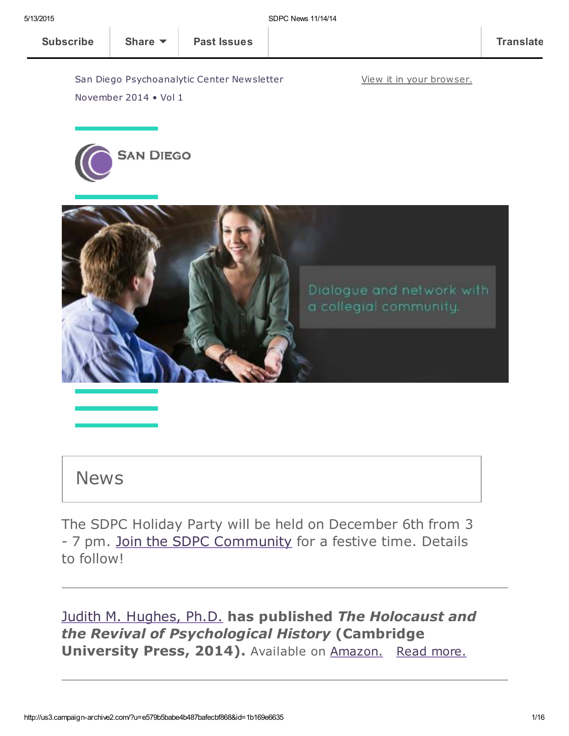Subscribe | Share | Past Issues | Translate

San Diego Psychoanalytic Center Newsletter

November 2014 • Vol 1

View it in your browser.

SAN DIEGO

Dialogue and network with a collegial community.

# News

The SDPC Holiday Party will be held on December 6th from 3 - 7 pm. Join the SDPC Community for a festive time. Details to follow!

---

Judith M. Hughes, Ph.D. **has published *The Holocaust and the Revival of Psychological History* (Cambridge University Press, 2014).** Available on Amazon. Read more.

---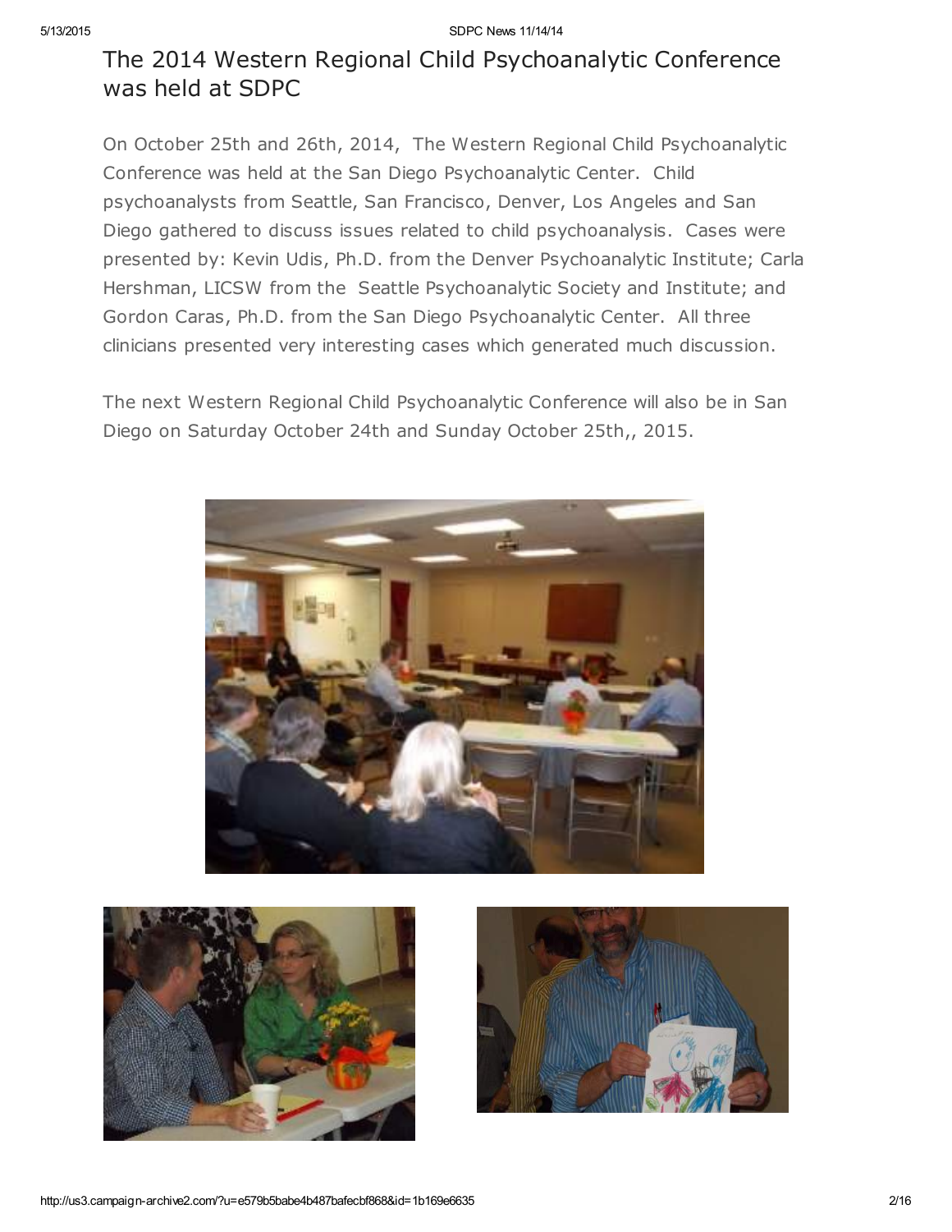# The 2014 Western Regional Child Psychoanalytic Conference was held at SDPC

On October 25th and 26th, 2014, The Western Regional Child Psychoanalytic Conference was held at the San Diego Psychoanalytic Center. Child psychoanalysts from Seattle, San Francisco, Denver, Los Angeles and San Diego gathered to discuss issues related to child psychoanalysis. Cases were presented by: Kevin Udis, Ph.D. from the Denver Psychoanalytic Institute; Carla Hershman, LICSW from the Seattle Psychoanalytic Society and Institute; and Gordon Caras, Ph.D. from the San Diego Psychoanalytic Center. All three clinicians presented very interesting cases which generated much discussion.

The next Western Regional Child Psychoanalytic Conference will also be in San Diego on Saturday October 24th and Sunday October 25th,, 2015.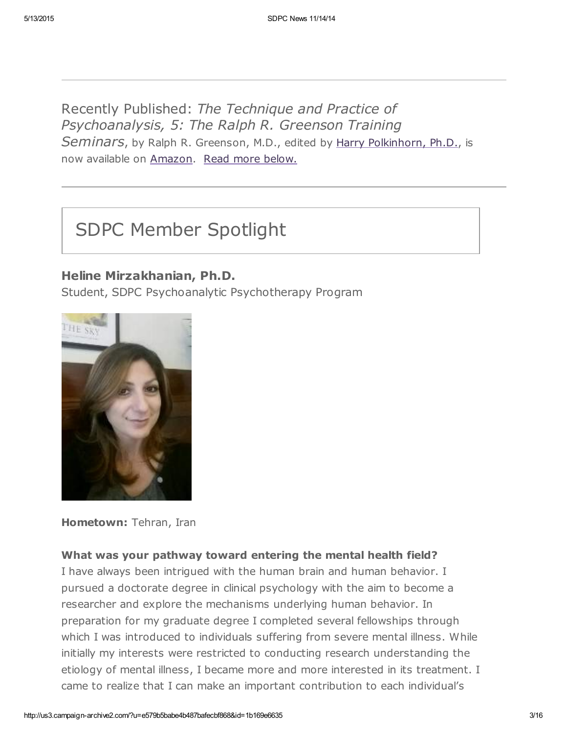---

Recently Published: *The Technique and Practice of Psychoanalysis, 5: The Ralph R. Greenson Training Seminars*, by Ralph R. Greenson, M.D., edited by Harry Polkinhorn, Ph.D., is now available on Amazon. Read more below.

---

## SDPC Member Spotlight

### Heline Mirzakhanian, Ph.D.

Student, SDPC Psychoanalytic Psychotherapy Program

**Hometown:** Tehran, Iran

**What was your pathway toward entering the mental health field?**

I have always been intrigued with the human brain and human behavior. I pursued a doctorate degree in clinical psychology with the aim to become a researcher and explore the mechanisms underlying human behavior. In preparation for my graduate degree I completed several fellowships through which I was introduced to individuals suffering from severe mental illness. While initially my interests were restricted to conducting research understanding the etiology of mental illness, I became more and more interested in its treatment. I came to realize that I can make an important contribution to each individual's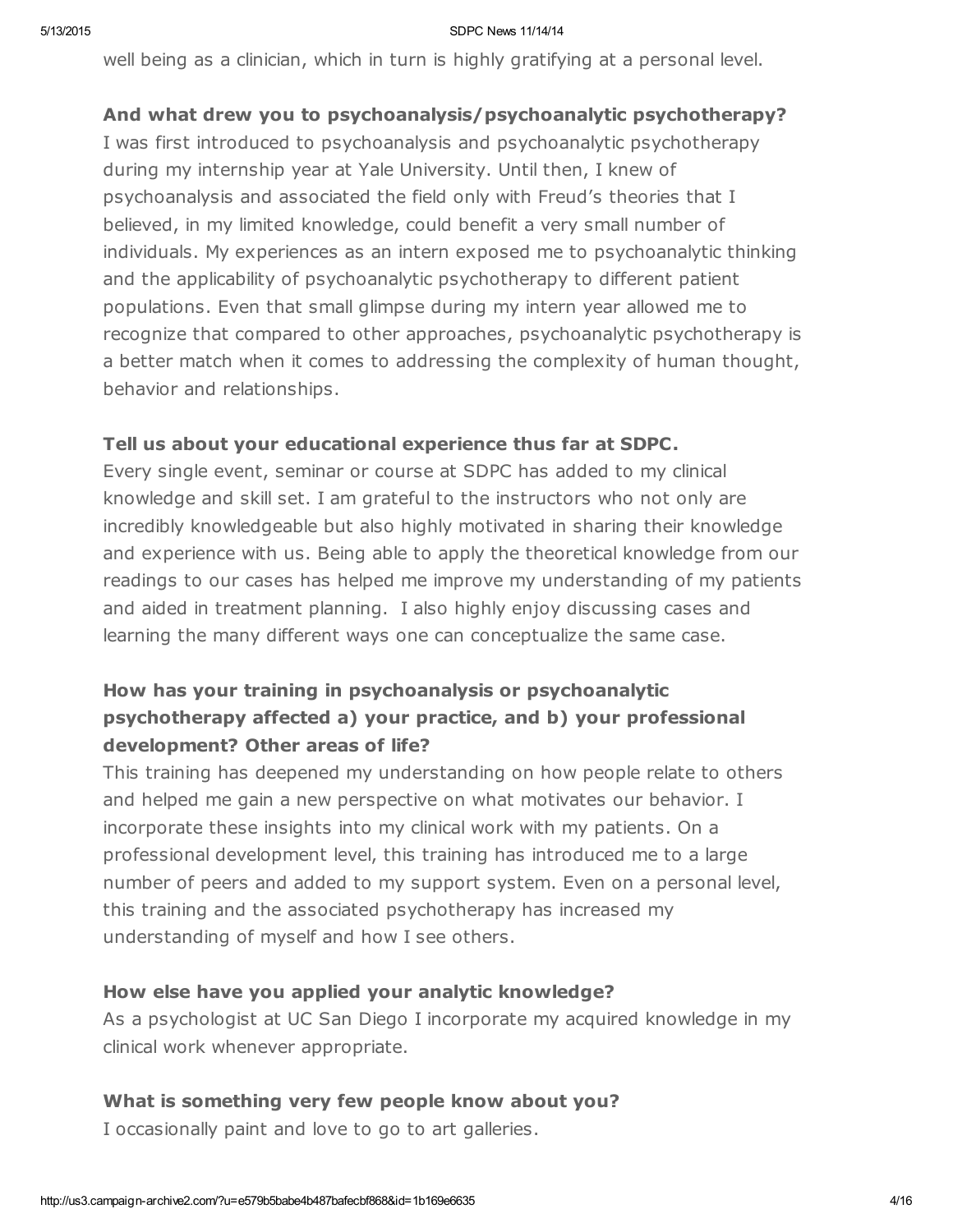well being as a clinician, which in turn is highly gratifying at a personal level.

**And what drew you to psychoanalysis/psychoanalytic psychotherapy?**
I was first introduced to psychoanalysis and psychoanalytic psychotherapy during my internship year at Yale University. Until then, I knew of psychoanalysis and associated the field only with Freud's theories that I believed, in my limited knowledge, could benefit a very small number of individuals. My experiences as an intern exposed me to psychoanalytic thinking and the applicability of psychoanalytic psychotherapy to different patient populations. Even that small glimpse during my intern year allowed me to recognize that compared to other approaches, psychoanalytic psychotherapy is a better match when it comes to addressing the complexity of human thought, behavior and relationships.

**Tell us about your educational experience thus far at SDPC.**
Every single event, seminar or course at SDPC has added to my clinical knowledge and skill set. I am grateful to the instructors who not only are incredibly knowledgeable but also highly motivated in sharing their knowledge and experience with us. Being able to apply the theoretical knowledge from our readings to our cases has helped me improve my understanding of my patients and aided in treatment planning. I also highly enjoy discussing cases and learning the many different ways one can conceptualize the same case.

**How has your training in psychoanalysis or psychoanalytic psychotherapy affected a) your practice, and b) your professional development? Other areas of life?**
This training has deepened my understanding on how people relate to others and helped me gain a new perspective on what motivates our behavior. I incorporate these insights into my clinical work with my patients. On a professional development level, this training has introduced me to a large number of peers and added to my support system. Even on a personal level, this training and the associated psychotherapy has increased my understanding of myself and how I see others.

**How else have you applied your analytic knowledge?**
As a psychologist at UC San Diego I incorporate my acquired knowledge in my clinical work whenever appropriate.

**What is something very few people know about you?**
I occasionally paint and love to go to art galleries.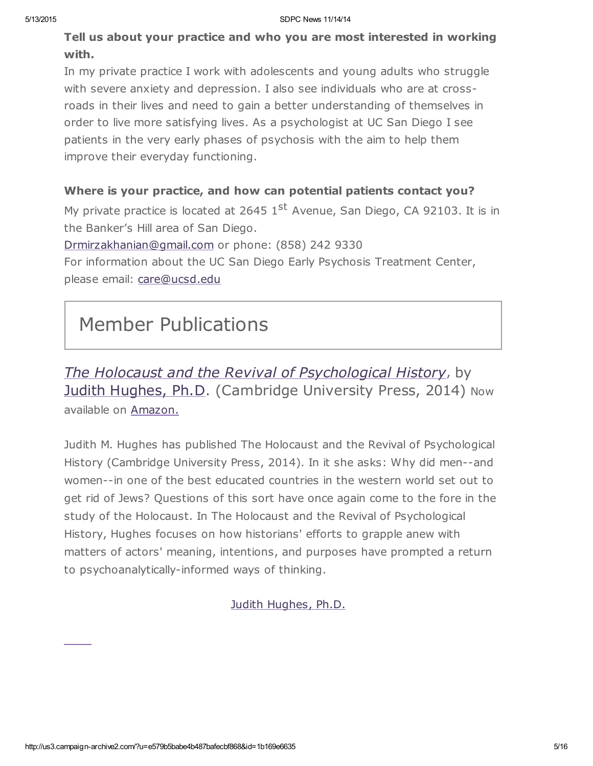**Tell us about your practice and who you are most interested in working with.**

In my private practice I work with adolescents and young adults who struggle with severe anxiety and depression. I also see individuals who are at cross-roads in their lives and need to gain a better understanding of themselves in order to live more satisfying lives. As a psychologist at UC San Diego I see patients in the very early phases of psychosis with the aim to help them improve their everyday functioning.

**Where is your practice, and how can potential patients contact you?**

My private practice is located at 2645 1st Avenue, San Diego, CA 92103. It is in the Banker's Hill area of San Diego.

Drmirzakhanian@gmail.com or phone: (858) 242 9330

For information about the UC San Diego Early Psychosis Treatment Center, please email: care@ucsd.edu

# Member Publications

*The Holocaust and the Revival of Psychological History*, by Judith Hughes, Ph.D. (Cambridge University Press, 2014) Now available on Amazon.

Judith M. Hughes has published The Holocaust and the Revival of Psychological History (Cambridge University Press, 2014). In it she asks: Why did men--and women--in one of the best educated countries in the western world set out to get rid of Jews? Questions of this sort have once again come to the fore in the study of the Holocaust. In The Holocaust and the Revival of Psychological History, Hughes focuses on how historians' efforts to grapple anew with matters of actors' meaning, intentions, and purposes have prompted a return to psychoanalytically-informed ways of thinking.

Judith Hughes, Ph.D.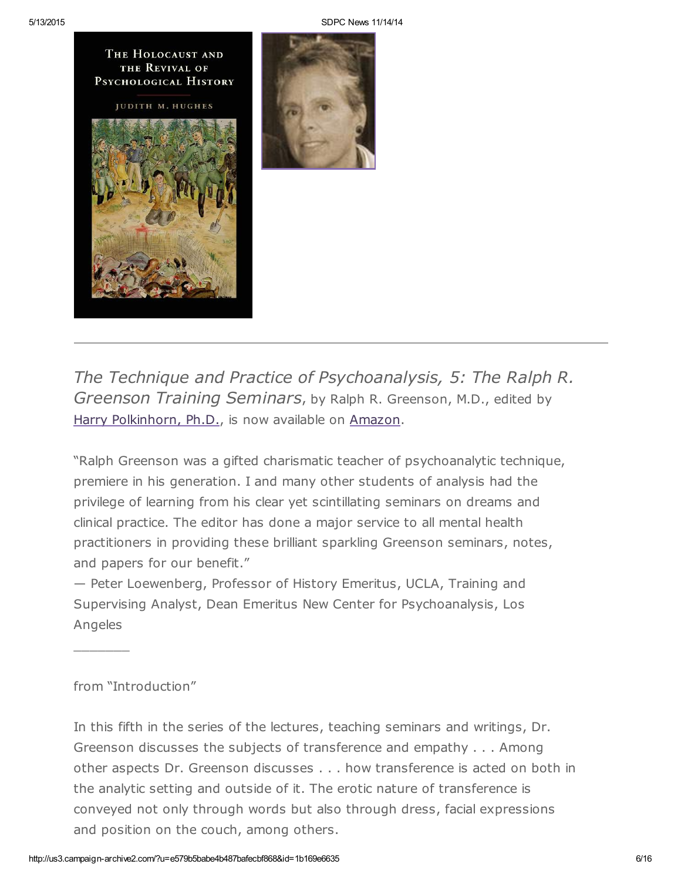The Holocaust and the Revival of Psychological History

Judith M. Hughes

---

*The Technique and Practice of Psychoanalysis, 5: The Ralph R. Greenson Training Seminars*, by Ralph R. Greenson, M.D., edited by [Harry Polkinhorn, Ph.D.], is now available on [Amazon].

"Ralph Greenson was a gifted charismatic teacher of psychoanalytic technique, premiere in his generation. I and many other students of analysis had the privilege of learning from his clear yet scintillating seminars on dreams and clinical practice. The editor has done a major service to all mental health practitioners in providing these brilliant sparkling Greenson seminars, notes, and papers for our benefit."
— Peter Loewenberg, Professor of History Emeritus, UCLA, Training and Supervising Analyst, Dean Emeritus New Center for Psychoanalysis, Los Angeles

________

from "Introduction"

In this fifth in the series of the lectures, teaching seminars and writings, Dr. Greenson discusses the subjects of transference and empathy . . . Among other aspects Dr. Greenson discusses . . . how transference is acted on both in the analytic setting and outside of it. The erotic nature of transference is conveyed not only through words but also through dress, facial expressions and position on the couch, among others.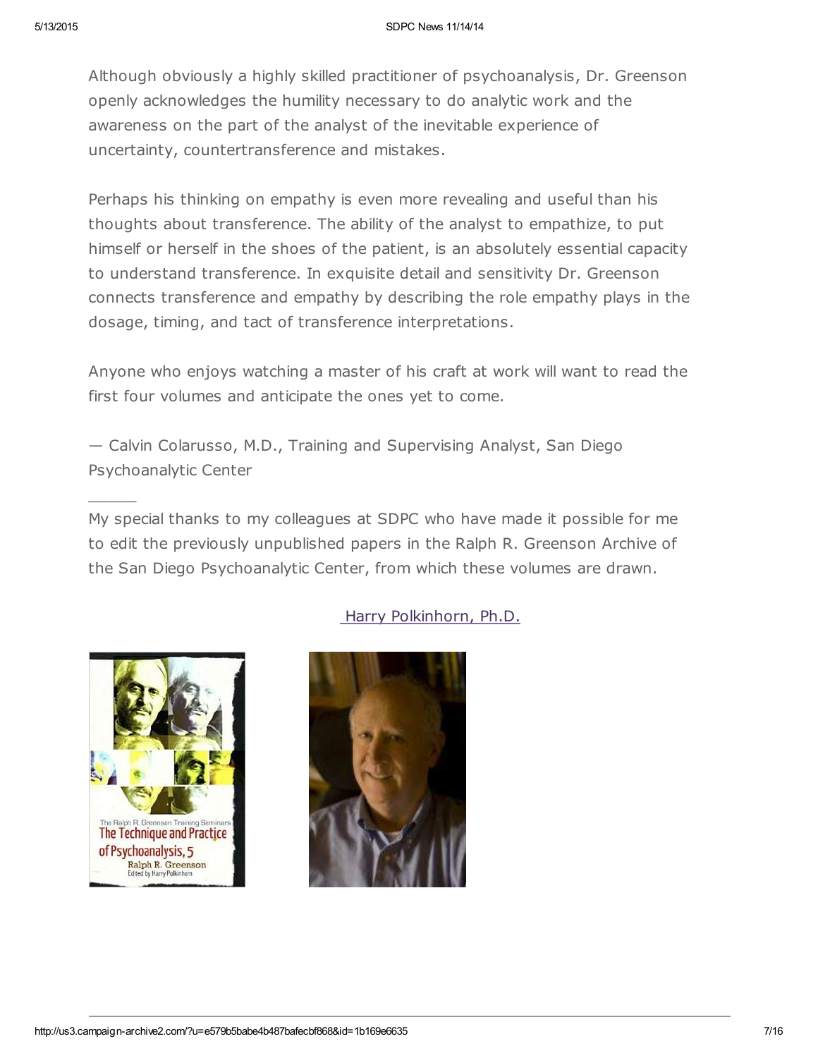Although obviously a highly skilled practitioner of psychoanalysis, Dr. Greenson openly acknowledges the humility necessary to do analytic work and the awareness on the part of the analyst of the inevitable experience of uncertainty, countertransference and mistakes.

Perhaps his thinking on empathy is even more revealing and useful than his thoughts about transference. The ability of the analyst to empathize, to put himself or herself in the shoes of the patient, is an absolutely essential capacity to understand transference. In exquisite detail and sensitivity Dr. Greenson connects transference and empathy by describing the role empathy plays in the dosage, timing, and tact of transference interpretations.

Anyone who enjoys watching a master of his craft at work will want to read the first four volumes and anticipate the ones yet to come.

— Calvin Colarusso, M.D., Training and Supervising Analyst, San Diego Psychoanalytic Center

\_\_\_\_\_

My special thanks to my colleagues at SDPC who have made it possible for me to edit the previously unpublished papers in the Ralph R. Greenson Archive of the San Diego Psychoanalytic Center, from which these volumes are drawn.

Harry Polkinhorn, Ph.D.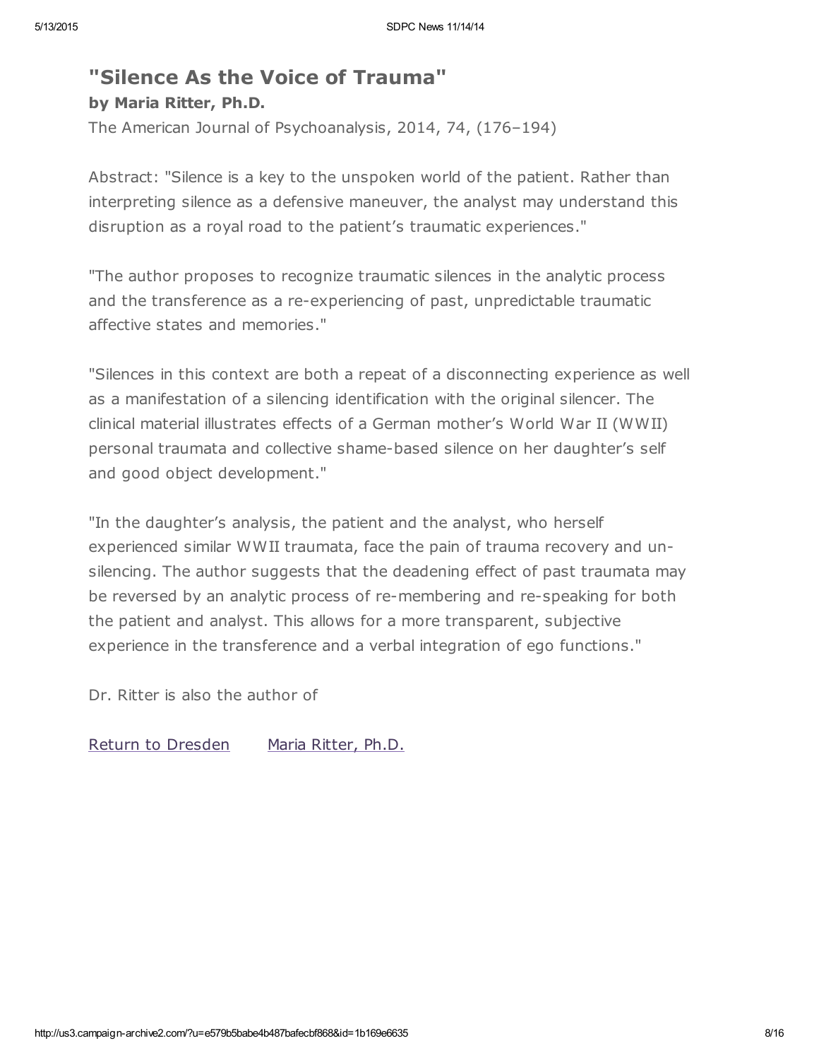## "Silence As the Voice of Trauma"

### by Maria Ritter, Ph.D.

The American Journal of Psychoanalysis, 2014, 74, (176–194)

Abstract: "Silence is a key to the unspoken world of the patient. Rather than interpreting silence as a defensive maneuver, the analyst may understand this disruption as a royal road to the patient's traumatic experiences."

"The author proposes to recognize traumatic silences in the analytic process and the transference as a re-experiencing of past, unpredictable traumatic affective states and memories."

"Silences in this context are both a repeat of a disconnecting experience as well as a manifestation of a silencing identification with the original silencer. The clinical material illustrates effects of a German mother's World War II (WWII) personal traumata and collective shame-based silence on her daughter's self and good object development."

"In the daughter's analysis, the patient and the analyst, who herself experienced similar WWII traumata, face the pain of trauma recovery and un-silencing. The author suggests that the deadening effect of past traumata may be reversed by an analytic process of re-membering and re-speaking for both the patient and analyst. This allows for a more transparent, subjective experience in the transference and a verbal integration of ego functions."

Dr. Ritter is also the author of

Return to Dresden      Maria Ritter, Ph.D.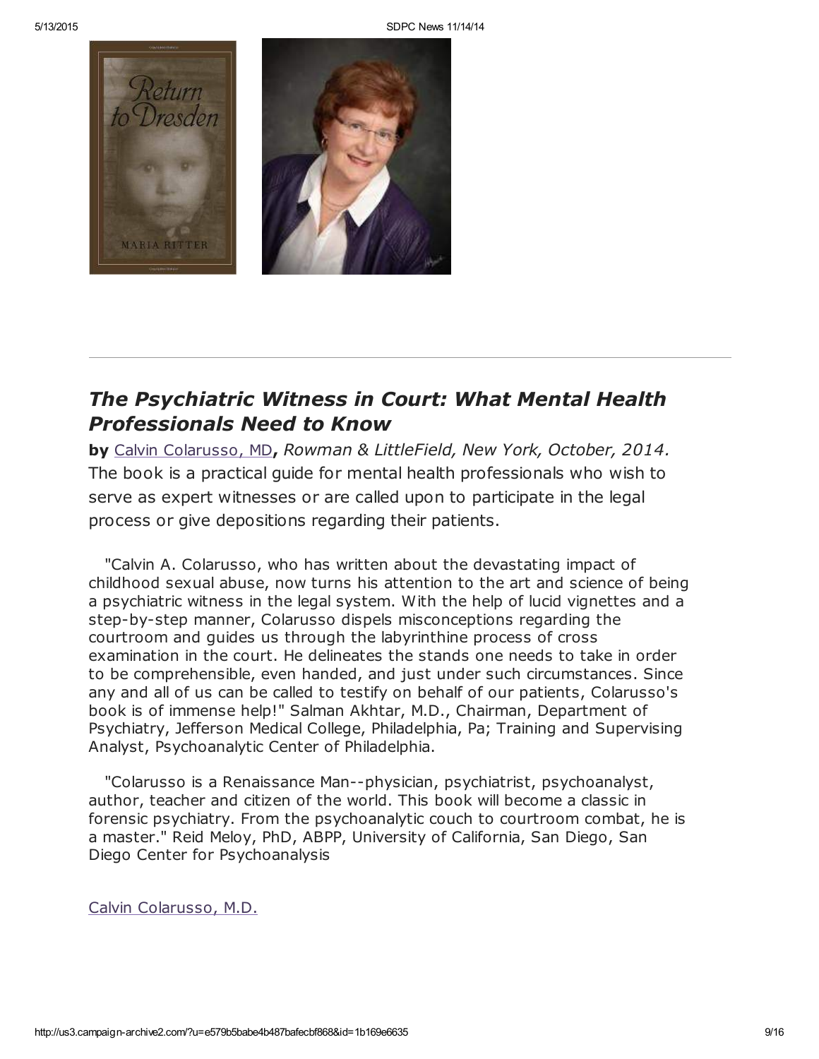## *The Psychiatric Witness in Court: What Mental Health Professionals Need to Know*

**by** Calvin Colarusso, MD**,** *Rowman & LittleField, New York, October, 2014.* The book is a practical guide for mental health professionals who wish to serve as expert witnesses or are called upon to participate in the legal process or give depositions regarding their patients.

"Calvin A. Colarusso, who has written about the devastating impact of childhood sexual abuse, now turns his attention to the art and science of being a psychiatric witness in the legal system. With the help of lucid vignettes and a step-by-step manner, Colarusso dispels misconceptions regarding the courtroom and guides us through the labyrinthine process of cross examination in the court. He delineates the stands one needs to take in order to be comprehensible, even handed, and just under such circumstances. Since any and all of us can be called to testify on behalf of our patients, Colarusso's book is of immense help!" Salman Akhtar, M.D., Chairman, Department of Psychiatry, Jefferson Medical College, Philadelphia, Pa; Training and Supervising Analyst, Psychoanalytic Center of Philadelphia.

"Colarusso is a Renaissance Man--physician, psychiatrist, psychoanalyst, author, teacher and citizen of the world. This book will become a classic in forensic psychiatry. From the psychoanalytic couch to courtroom combat, he is a master." Reid Meloy, PhD, ABPP, University of California, San Diego, San Diego Center for Psychoanalysis

Calvin Colarusso, M.D.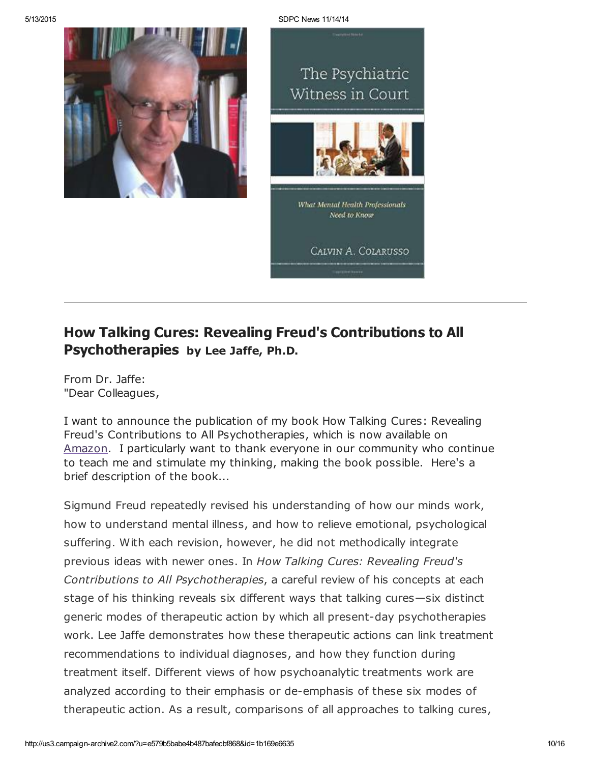## How Talking Cures: Revealing Freud's Contributions to All Psychotherapies by Lee Jaffe, Ph.D.

From Dr. Jaffe:
"Dear Colleagues,

I want to announce the publication of my book How Talking Cures: Revealing Freud's Contributions to All Psychotherapies, which is now available on Amazon. I particularly want to thank everyone in our community who continue to teach me and stimulate my thinking, making the book possible. Here's a brief description of the book...

Sigmund Freud repeatedly revised his understanding of how our minds work, how to understand mental illness, and how to relieve emotional, psychological suffering. With each revision, however, he did not methodically integrate previous ideas with newer ones. In *How Talking Cures: Revealing Freud's Contributions to All Psychotherapies*, a careful review of his concepts at each stage of his thinking reveals six different ways that talking cures—six distinct generic modes of therapeutic action by which all present-day psychotherapies work. Lee Jaffe demonstrates how these therapeutic actions can link treatment recommendations to individual diagnoses, and how they function during treatment itself. Different views of how psychoanalytic treatments work are analyzed according to their emphasis or de-emphasis of these six modes of therapeutic action. As a result, comparisons of all approaches to talking cures,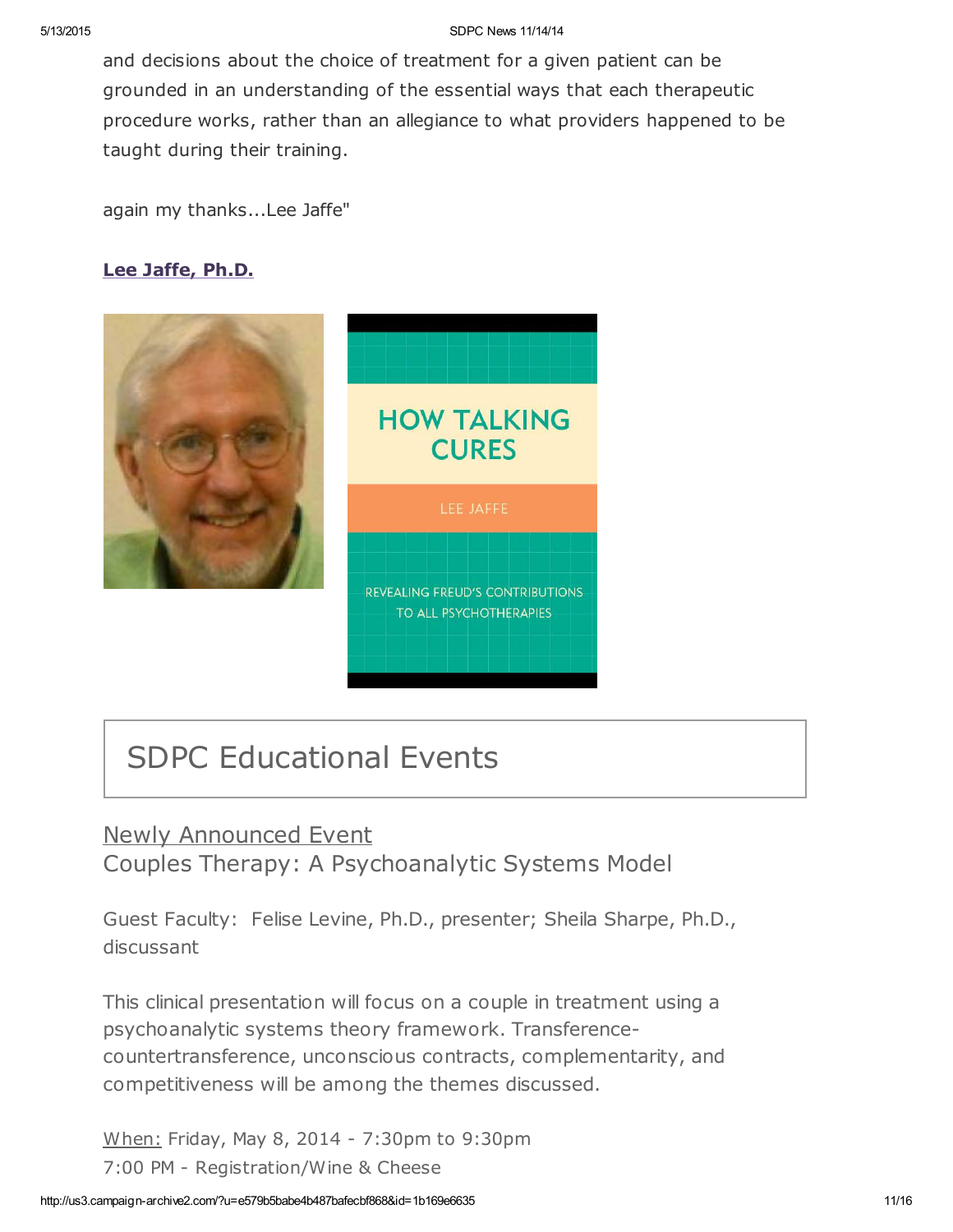and decisions about the choice of treatment for a given patient can be grounded in an understanding of the essential ways that each therapeutic procedure works, rather than an allegiance to what providers happened to be taught during their training.

again my thanks...Lee Jaffe"

**Lee Jaffe, Ph.D.**

## SDPC Educational Events

Newly Announced Event

Couples Therapy: A Psychoanalytic Systems Model

Guest Faculty: Felise Levine, Ph.D., presenter; Sheila Sharpe, Ph.D., discussant

This clinical presentation will focus on a couple in treatment using a psychoanalytic systems theory framework. Transference-countertransference, unconscious contracts, complementarity, and competitiveness will be among the themes discussed.

When: Friday, May 8, 2014 - 7:30pm to 9:30pm
7:00 PM - Registration/Wine & Cheese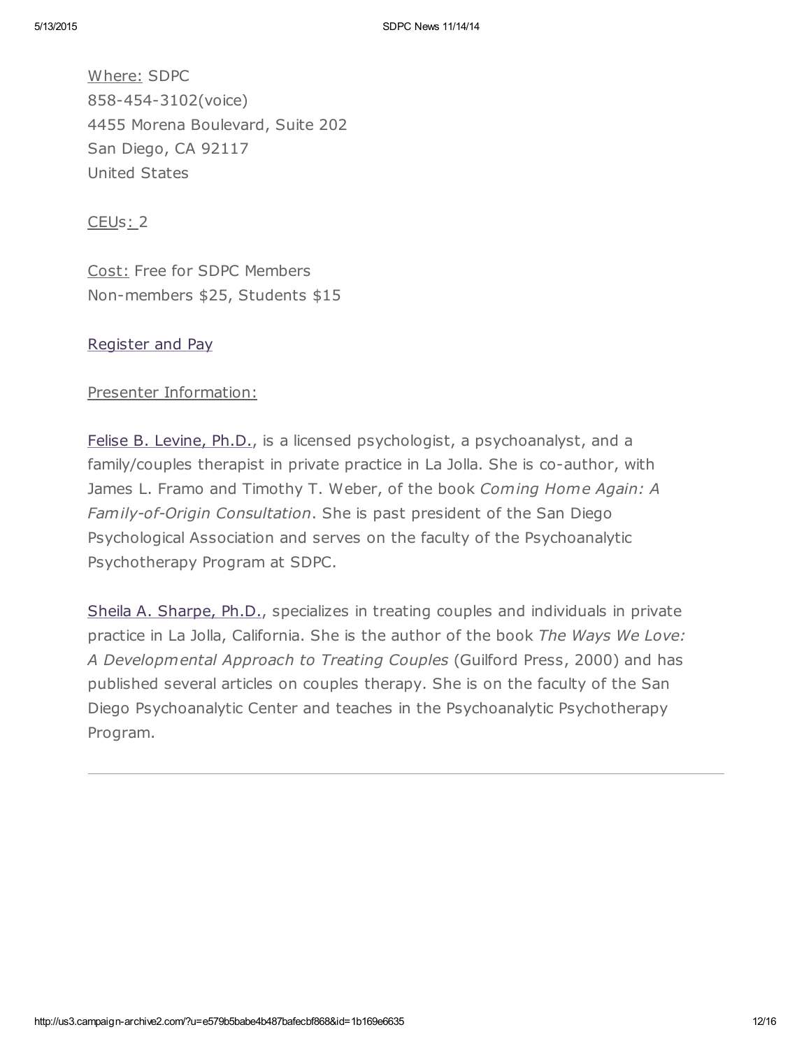Where: SDPC
858-454-3102(voice)
4455 Morena Boulevard, Suite 202
San Diego, CA 92117
United States

CEUs: 2

Cost: Free for SDPC Members
Non-members $25, Students $15

Register and Pay

Presenter Information:

Felise B. Levine, Ph.D., is a licensed psychologist, a psychoanalyst, and a family/couples therapist in private practice in La Jolla. She is co-author, with James L. Framo and Timothy T. Weber, of the book *Coming Home Again: A Family-of-Origin Consultation*. She is past president of the San Diego Psychological Association and serves on the faculty of the Psychoanalytic Psychotherapy Program at SDPC.

Sheila A. Sharpe, Ph.D., specializes in treating couples and individuals in private practice in La Jolla, California. She is the author of the book *The Ways We Love: A Developmental Approach to Treating Couples* (Guilford Press, 2000) and has published several articles on couples therapy. She is on the faculty of the San Diego Psychoanalytic Center and teaches in the Psychoanalytic Psychotherapy Program.

---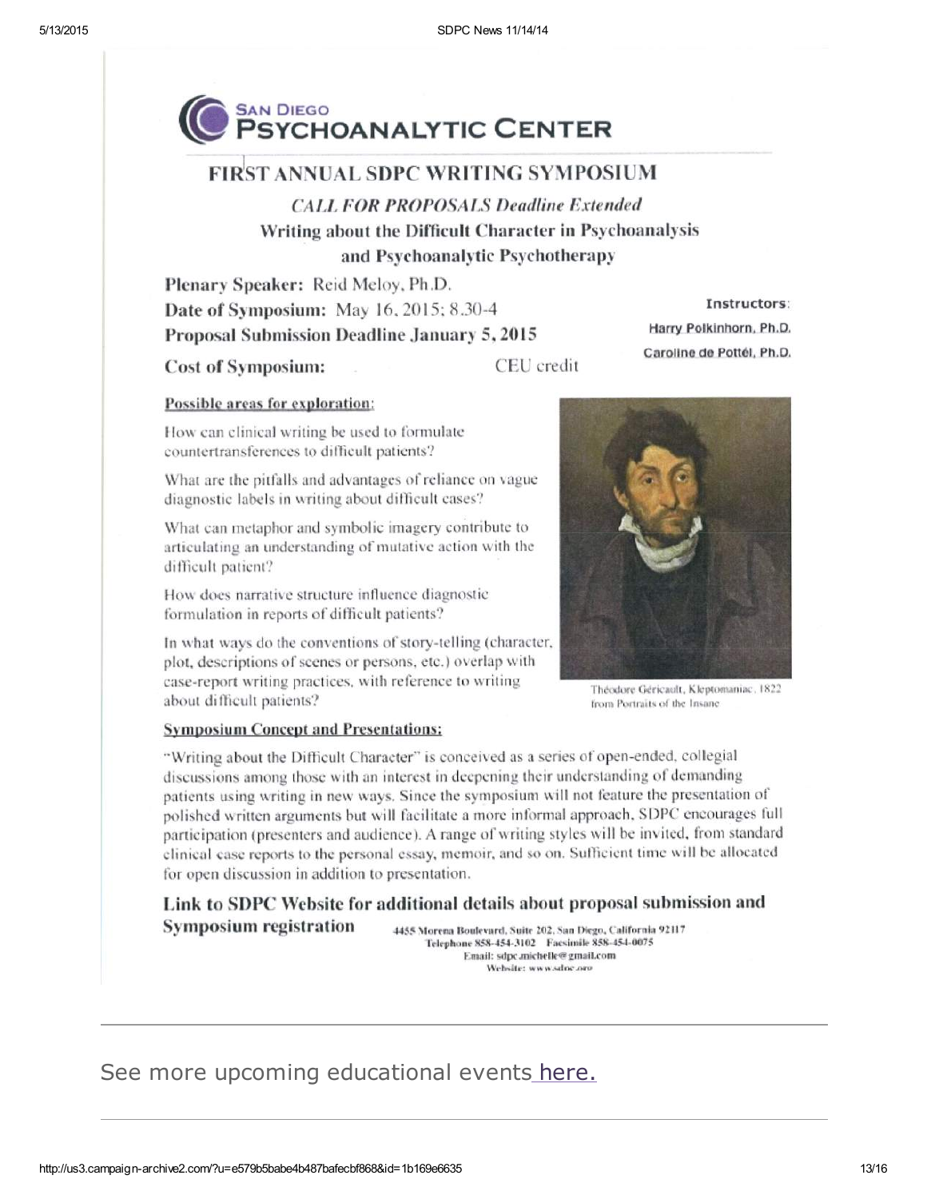# SAN DIEGO PSYCHOANALYTIC CENTER

## FIRST ANNUAL SDPC WRITING SYMPOSIUM

### *CALL FOR PROPOSALS Deadline Extended*

### Writing about the Difficult Character in Psychoanalysis and Psychoanalytic Psychotherapy

**Plenary Speaker:** Reid Meloy, Ph.D.

**Date of Symposium:** May 16, 2015; 8.30-4

**Proposal Submission Deadline January 5, 2015**

**Cost of Symposium:** CEU credit

**Instructors:**
Harry Polkinhorn, Ph.D.
Caroline de Pottél, Ph.D.

**Possible areas for exploration:**

How can clinical writing be used to formulate countertransferences to difficult patients?

What are the pitfalls and advantages of reliance on vague diagnostic labels in writing about difficult cases?

What can metaphor and symbolic imagery contribute to articulating an understanding of mutative action with the difficult patient?

How does narrative structure influence diagnostic formulation in reports of difficult patients?

In what ways do the conventions of story-telling (character, plot, descriptions of scenes or persons, etc.) overlap with case-report writing practices, with reference to writing about difficult patients?

Théodore Géricault, Kleptomaniac, 1822 from Portraits of the Insane

**Symposium Concept and Presentations:**

"Writing about the Difficult Character" is conceived as a series of open-ended, collegial discussions among those with an interest in deepening their understanding of demanding patients using writing in new ways. Since the symposium will not feature the presentation of polished written arguments but will facilitate a more informal approach, SDPC encourages full participation (presenters and audience). A range of writing styles will be invited, from standard clinical case reports to the personal essay, memoir, and so on. Sufficient time will be allocated for open discussion in addition to presentation.

**Link to SDPC Website for additional details about proposal submission and Symposium registration**

4455 Morena Boulevard, Suite 202, San Diego, California 92117
Telephone 858-454-3102 Facsimile 858-454-0075
Email: sdpc.michelle@gmail.com
Website: www.sdpc.org

---

See more upcoming educational events here.

---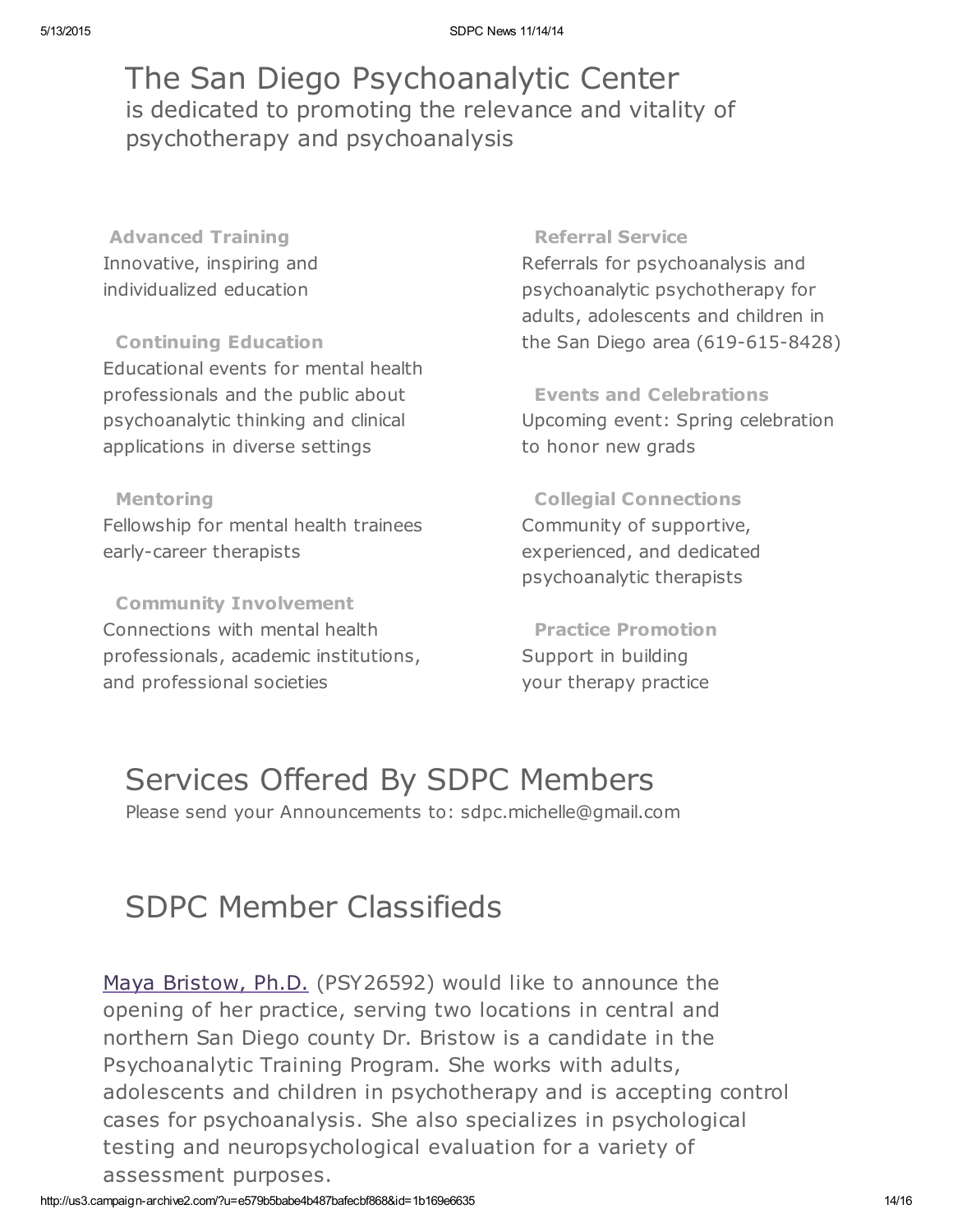# The San Diego Psychoanalytic Center

is dedicated to promoting the relevance and vitality of psychotherapy and psychoanalysis

**Advanced Training**
Innovative, inspiring and individualized education

**Continuing Education**
Educational events for mental health professionals and the public about psychoanalytic thinking and clinical applications in diverse settings

**Mentoring**
Fellowship for mental health trainees early-career therapists

**Community Involvement**
Connections with mental health professionals, academic institutions, and professional societies

**Referral Service**
Referrals for psychoanalysis and psychoanalytic psychotherapy for adults, adolescents and children in the San Diego area (619-615-8428)

**Events and Celebrations**
Upcoming event: Spring celebration to honor new grads

**Collegial Connections**
Community of supportive, experienced, and dedicated psychoanalytic therapists

**Practice Promotion**
Support in building your therapy practice

# Services Offered By SDPC Members

Please send your Announcements to: sdpc.michelle@gmail.com

# SDPC Member Classifieds

Maya Bristow, Ph.D. (PSY26592) would like to announce the opening of her practice, serving two locations in central and northern San Diego county Dr. Bristow is a candidate in the Psychoanalytic Training Program. She works with adults, adolescents and children in psychotherapy and is accepting control cases for psychoanalysis. She also specializes in psychological testing and neuropsychological evaluation for a variety of assessment purposes.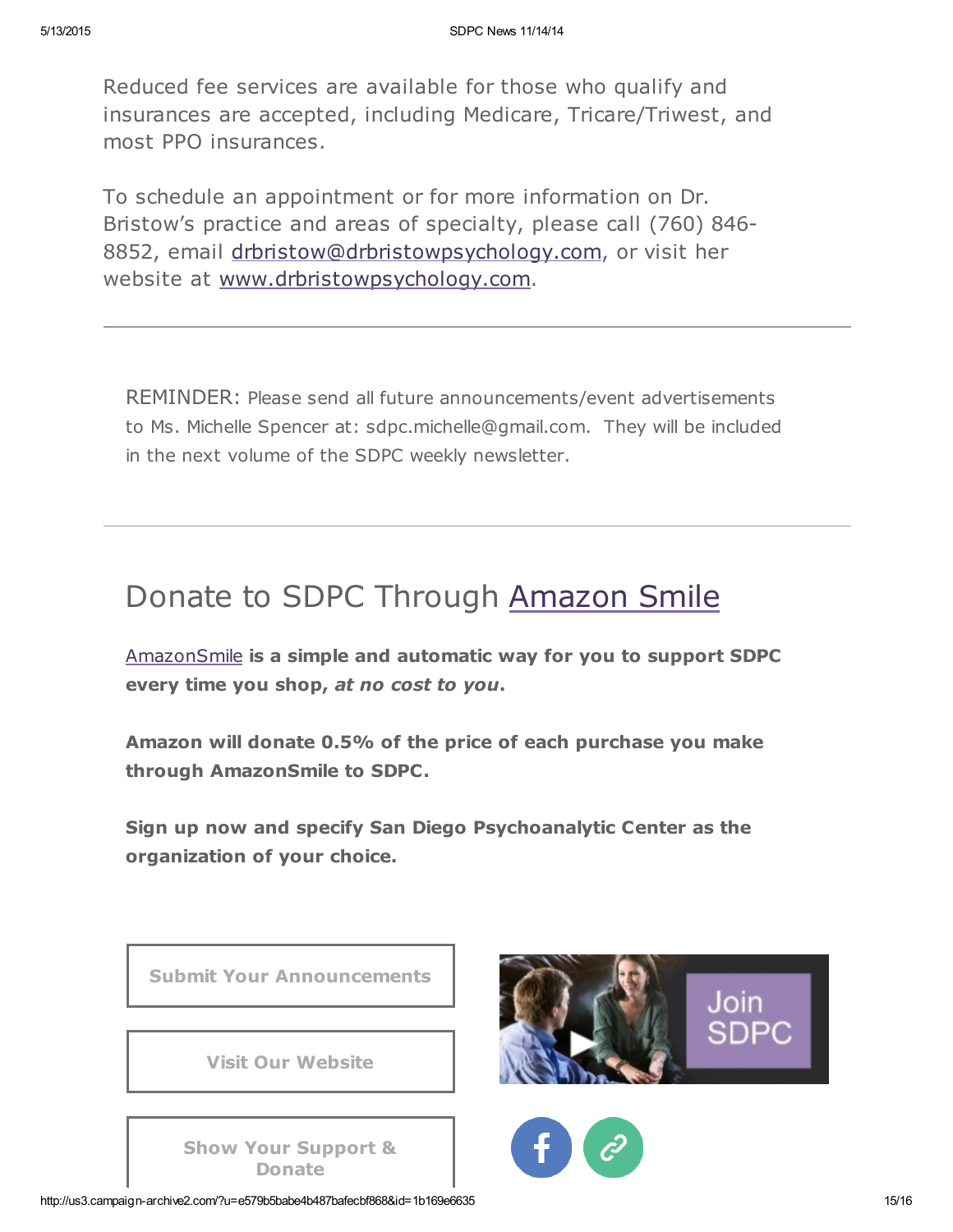Reduced fee services are available for those who qualify and insurances are accepted, including Medicare, Tricare/Triwest, and most PPO insurances.

To schedule an appointment or for more information on Dr. Bristow's practice and areas of specialty, please call (760) 846-8852, email drbristow@drbristowpsychology.com, or visit her website at www.drbristowpsychology.com.

---

REMINDER: Please send all future announcements/event advertisements to Ms. Michelle Spencer at: sdpc.michelle@gmail.com. They will be included in the next volume of the SDPC weekly newsletter.

---

## Donate to SDPC Through Amazon Smile

**AmazonSmile is a simple and automatic way for you to support SDPC every time you shop, *at no cost to you*.**

**Amazon will donate 0.5% of the price of each purchase you make through AmazonSmile to SDPC.**

**Sign up now and specify San Diego Psychoanalytic Center as the organization of your choice.**

Submit Your Announcements

Visit Our Website

Show Your Support & Donate

Join SDPC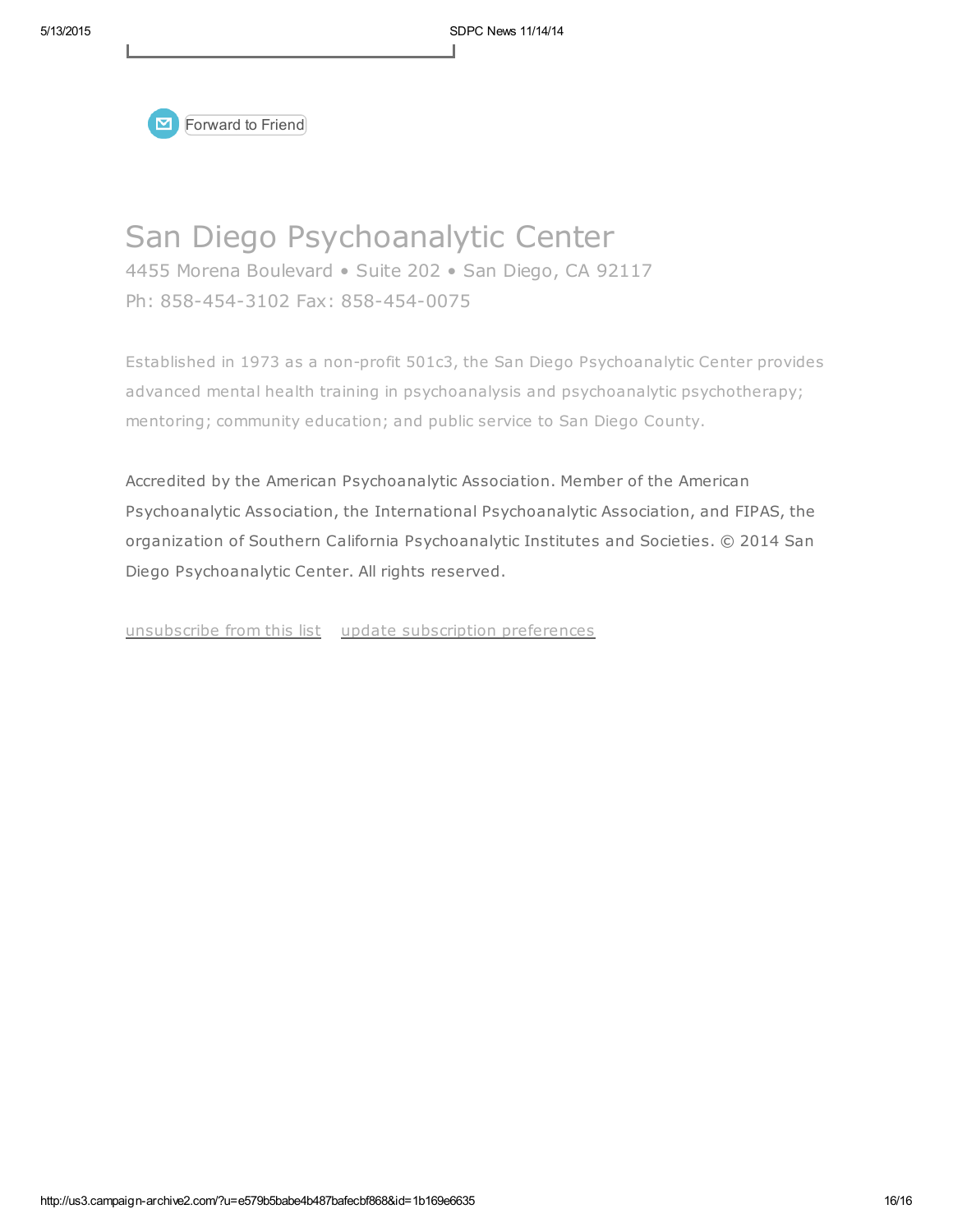Forward to Friend

# San Diego Psychoanalytic Center

4455 Morena Boulevard • Suite 202 • San Diego, CA 92117
Ph: 858-454-3102 Fax: 858-454-0075

Established in 1973 as a non-profit 501c3, the San Diego Psychoanalytic Center provides advanced mental health training in psychoanalysis and psychoanalytic psychotherapy; mentoring; community education; and public service to San Diego County.

Accredited by the American Psychoanalytic Association. Member of the American Psychoanalytic Association, the International Psychoanalytic Association, and FIPAS, the organization of Southern California Psychoanalytic Institutes and Societies. © 2014 San Diego Psychoanalytic Center. All rights reserved.

unsubscribe from this list    update subscription preferences